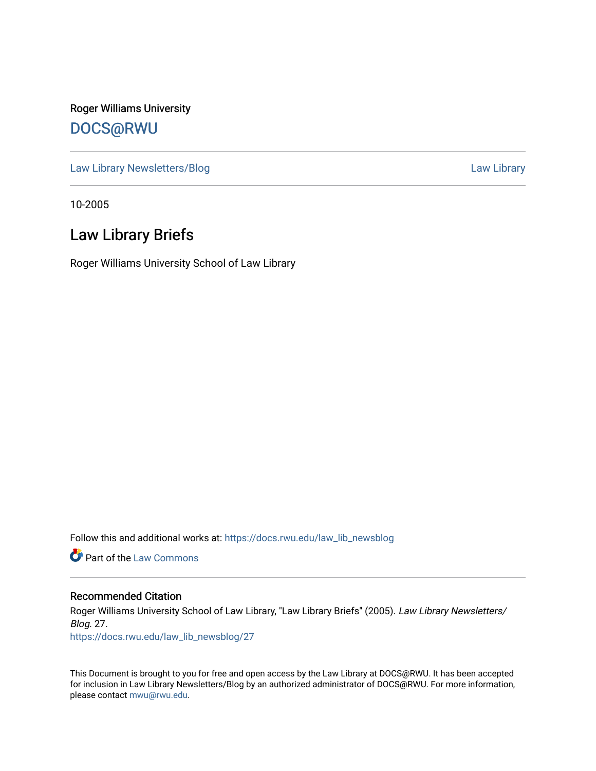Roger Williams University

DOCS@RWU

Law Library Newsletters/Blog | Law Library

10-2005

# Law Library Briefs

Roger Williams University School of Law Library

Follow this and additional works at: https://docs.rwu.edu/law_lib_newsblog

Part of the Law Commons

## Recommended Citation

Roger Williams University School of Law Library, "Law Library Briefs" (2005). *Law Library Newsletters/Blog*. 27.
https://docs.rwu.edu/law_lib_newsblog/27

This Document is brought to you for free and open access by the Law Library at DOCS@RWU. It has been accepted for inclusion in Law Library Newsletters/Blog by an authorized administrator of DOCS@RWU. For more information, please contact mwu@rwu.edu.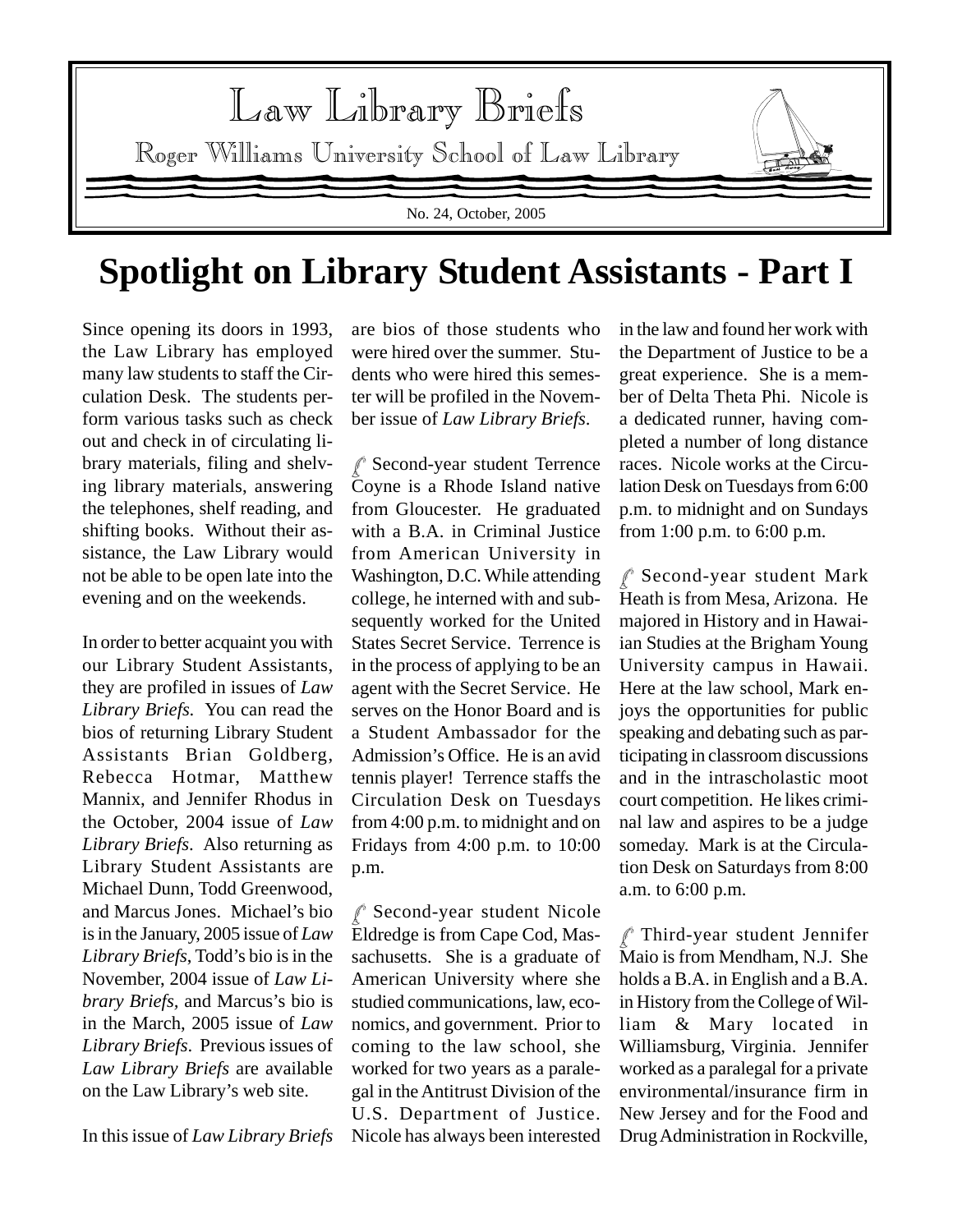# Law Library Briefs

Roger Williams University School of Law Library

No. 24, October, 2005

# Spotlight on Library Student Assistants - Part I

Since opening its doors in 1993, the Law Library has employed many law students to staff the Circulation Desk. The students perform various tasks such as check out and check in of circulating library materials, filing and shelving library materials, answering the telephones, shelf reading, and shifting books. Without their assistance, the Law Library would not be able to be open late into the evening and on the weekends.

In order to better acquaint you with our Library Student Assistants, they are profiled in issues of *Law Library Briefs*. You can read the bios of returning Library Student Assistants Brian Goldberg, Rebecca Hotmar, Matthew Mannix, and Jennifer Rhodus in the October, 2004 issue of *Law Library Briefs*. Also returning as Library Student Assistants are Michael Dunn, Todd Greenwood, and Marcus Jones. Michael's bio is in the January, 2005 issue of *Law Library Briefs*, Todd's bio is in the November, 2004 issue of *Law Library Briefs*, and Marcus's bio is in the March, 2005 issue of *Law Library Briefs*. Previous issues of *Law Library Briefs* are available on the Law Library's web site.

In this issue of *Law Library Briefs* are bios of those students who were hired over the summer. Students who were hired this semester will be profiled in the November issue of *Law Library Briefs*.

Second-year student Terrence Coyne is a Rhode Island native from Gloucester. He graduated with a B.A. in Criminal Justice from American University in Washington, D.C. While attending college, he interned with and subsequently worked for the United States Secret Service. Terrence is in the process of applying to be an agent with the Secret Service. He serves on the Honor Board and is a Student Ambassador for the Admission's Office. He is an avid tennis player! Terrence staffs the Circulation Desk on Tuesdays from 4:00 p.m. to midnight and on Fridays from 4:00 p.m. to 10:00 p.m.

Second-year student Nicole Eldredge is from Cape Cod, Massachusetts. She is a graduate of American University where she studied communications, law, economics, and government. Prior to coming to the law school, she worked for two years as a paralegal in the Antitrust Division of the U.S. Department of Justice. Nicole has always been interested in the law and found her work with the Department of Justice to be a great experience. She is a member of Delta Theta Phi. Nicole is a dedicated runner, having completed a number of long distance races. Nicole works at the Circulation Desk on Tuesdays from 6:00 p.m. to midnight and on Sundays from 1:00 p.m. to 6:00 p.m.

Second-year student Mark Heath is from Mesa, Arizona. He majored in History and in Hawaiian Studies at the Brigham Young University campus in Hawaii. Here at the law school, Mark enjoys the opportunities for public speaking and debating such as participating in classroom discussions and in the intrascholastic moot court competition. He likes criminal law and aspires to be a judge someday. Mark is at the Circulation Desk on Saturdays from 8:00 a.m. to 6:00 p.m.

Third-year student Jennifer Maio is from Mendham, N.J. She holds a B.A. in English and a B.A. in History from the College of William & Mary located in Williamsburg, Virginia. Jennifer worked as a paralegal for a private environmental/insurance firm in New Jersey and for the Food and Drug Administration in Rockville,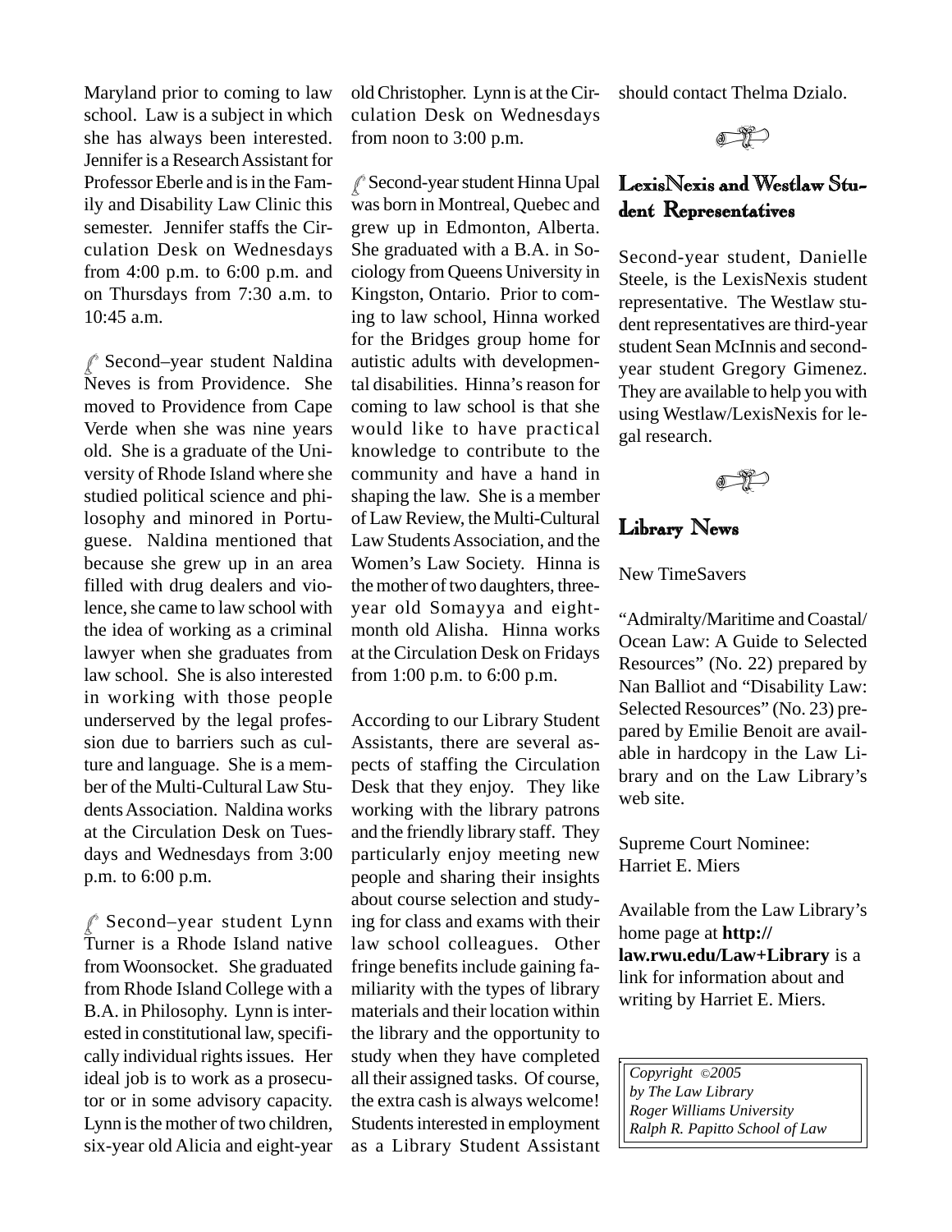Maryland prior to coming to law school. Law is a subject in which she has always been interested. Jennifer is a Research Assistant for Professor Eberle and is in the Family and Disability Law Clinic this semester. Jennifer staffs the Circulation Desk on Wednesdays from 4:00 p.m. to 6:00 p.m. and on Thursdays from 7:30 a.m. to 10:45 a.m.

Second–year student Naldina Neves is from Providence. She moved to Providence from Cape Verde when she was nine years old. She is a graduate of the University of Rhode Island where she studied political science and philosophy and minored in Portuguese. Naldina mentioned that because she grew up in an area filled with drug dealers and violence, she came to law school with the idea of working as a criminal lawyer when she graduates from law school. She is also interested in working with those people underserved by the legal profession due to barriers such as culture and language. She is a member of the Multi-Cultural Law Students Association. Naldina works at the Circulation Desk on Tuesdays and Wednesdays from 3:00 p.m. to 6:00 p.m.

Second–year student Lynn Turner is a Rhode Island native from Woonsocket. She graduated from Rhode Island College with a B.A. in Philosophy. Lynn is interested in constitutional law, specifically individual rights issues. Her ideal job is to work as a prosecutor or in some advisory capacity. Lynn is the mother of two children, six-year old Alicia and eight-year old Christopher. Lynn is at the Circulation Desk on Wednesdays from noon to 3:00 p.m.

Second-year student Hinna Upal was born in Montreal, Quebec and grew up in Edmonton, Alberta. She graduated with a B.A. in Sociology from Queens University in Kingston, Ontario. Prior to coming to law school, Hinna worked for the Bridges group home for autistic adults with developmental disabilities. Hinna's reason for coming to law school is that she would like to have practical knowledge to contribute to the community and have a hand in shaping the law. She is a member of Law Review, the Multi-Cultural Law Students Association, and the Women's Law Society. Hinna is the mother of two daughters, three-year old Somayya and eight-month old Alisha. Hinna works at the Circulation Desk on Fridays from 1:00 p.m. to 6:00 p.m.

According to our Library Student Assistants, there are several aspects of staffing the Circulation Desk that they enjoy. They like working with the library patrons and the friendly library staff. They particularly enjoy meeting new people and sharing their insights about course selection and studying for class and exams with their law school colleagues. Other fringe benefits include gaining familiarity with the types of library materials and their location within the library and the opportunity to study when they have completed all their assigned tasks. Of course, the extra cash is always welcome! Students interested in employment as a Library Student Assistant should contact Thelma Dzialo.

## LexisNexis and Westlaw Student Representatives

Second-year student, Danielle Steele, is the LexisNexis student representative. The Westlaw student representatives are third-year student Sean McInnis and second-year student Gregory Gimenez. They are available to help you with using Westlaw/LexisNexis for legal research.

## Library News

New TimeSavers

"Admiralty/Maritime and Coastal/Ocean Law: A Guide to Selected Resources" (No. 22) prepared by Nan Balliot and "Disability Law: Selected Resources" (No. 23) prepared by Emilie Benoit are available in hardcopy in the Law Library and on the Law Library's web site.

Supreme Court Nominee:
Harriet E. Miers

Available from the Law Library's home page at **http://law.rwu.edu/Law+Library** is a link for information about and writing by Harriet E. Miers.

*Copyright ©2005*
*by The Law Library*
*Roger Williams University*
*Ralph R. Papitto School of Law*